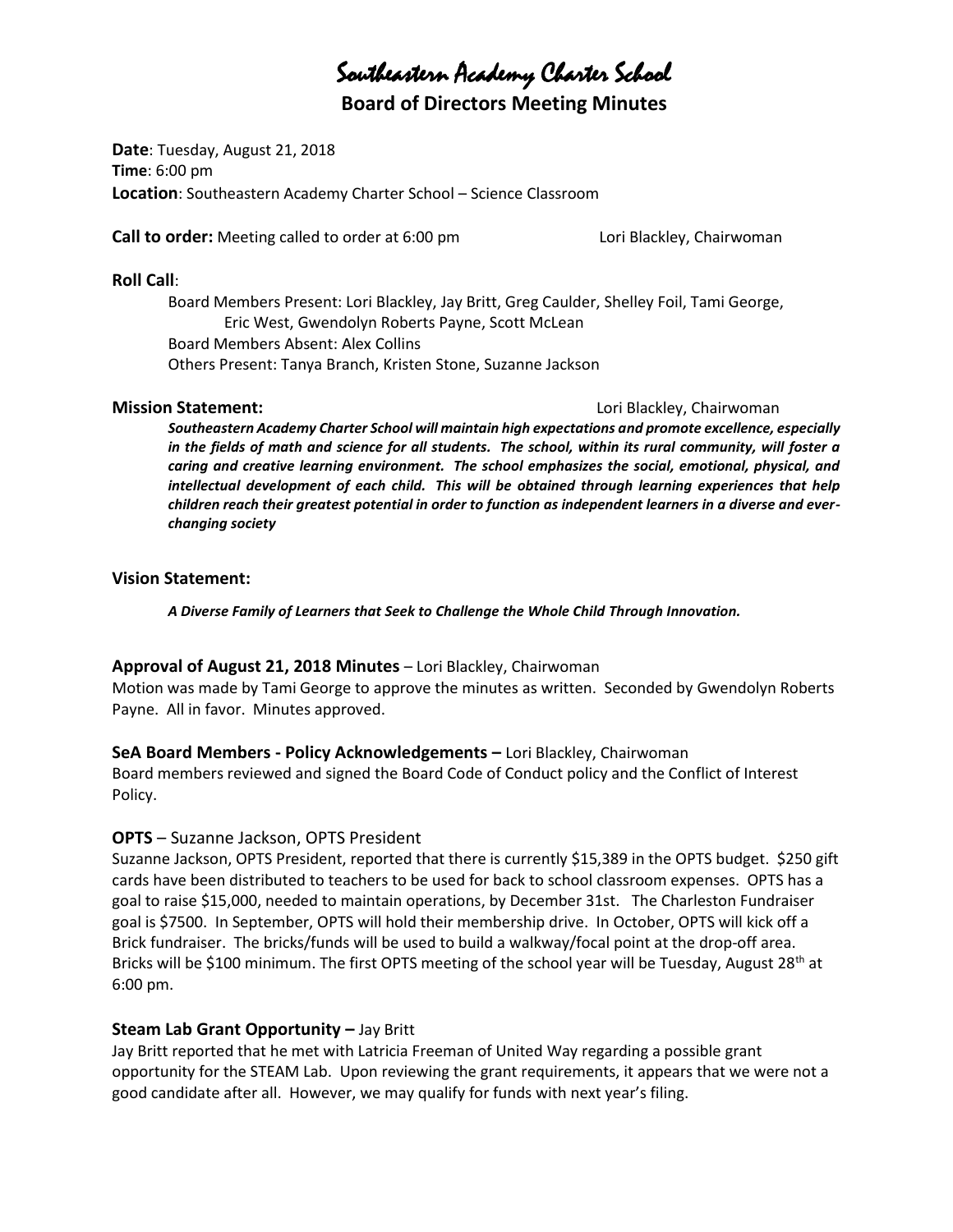# Southeastern Academy Charter School

## Board of Directors Meeting Minutes

**Date**: Tuesday, August 21, 2018
**Time**: 6:00 pm
**Location**: Southeastern Academy Charter School – Science Classroom

**Call to order:** Meeting called to order at 6:00 pm — Lori Blackley, Chairwoman

**Roll Call**:

Board Members Present: Lori Blackley, Jay Britt, Greg Caulder, Shelley Foil, Tami George, Eric West, Gwendolyn Roberts Payne, Scott McLean
Board Members Absent: Alex Collins
Others Present: Tanya Branch, Kristen Stone, Suzanne Jackson

**Mission Statement:** — Lori Blackley, Chairwoman

***Southeastern Academy Charter School will maintain high expectations and promote excellence, especially in the fields of math and science for all students. The school, within its rural community, will foster a caring and creative learning environment. The school emphasizes the social, emotional, physical, and intellectual development of each child. This will be obtained through learning experiences that help children reach their greatest potential in order to function as independent learners in a diverse and ever-changing society***

**Vision Statement:**

***A Diverse Family of Learners that Seek to Challenge the Whole Child Through Innovation.***

**Approval of August 21, 2018 Minutes** – Lori Blackley, Chairwoman

Motion was made by Tami George to approve the minutes as written. Seconded by Gwendolyn Roberts Payne. All in favor. Minutes approved.

**SeA Board Members - Policy Acknowledgements –** Lori Blackley, Chairwoman

Board members reviewed and signed the Board Code of Conduct policy and the Conflict of Interest Policy.

**OPTS** – Suzanne Jackson, OPTS President

Suzanne Jackson, OPTS President, reported that there is currently $15,389 in the OPTS budget. $250 gift cards have been distributed to teachers to be used for back to school classroom expenses. OPTS has a goal to raise $15,000, needed to maintain operations, by December 31st. The Charleston Fundraiser goal is $7500. In September, OPTS will hold their membership drive. In October, OPTS will kick off a Brick fundraiser. The bricks/funds will be used to build a walkway/focal point at the drop-off area. Bricks will be $100 minimum. The first OPTS meeting of the school year will be Tuesday, August 28th at 6:00 pm.

**Steam Lab Grant Opportunity –** Jay Britt

Jay Britt reported that he met with Latricia Freeman of United Way regarding a possible grant opportunity for the STEAM Lab. Upon reviewing the grant requirements, it appears that we were not a good candidate after all. However, we may qualify for funds with next year's filing.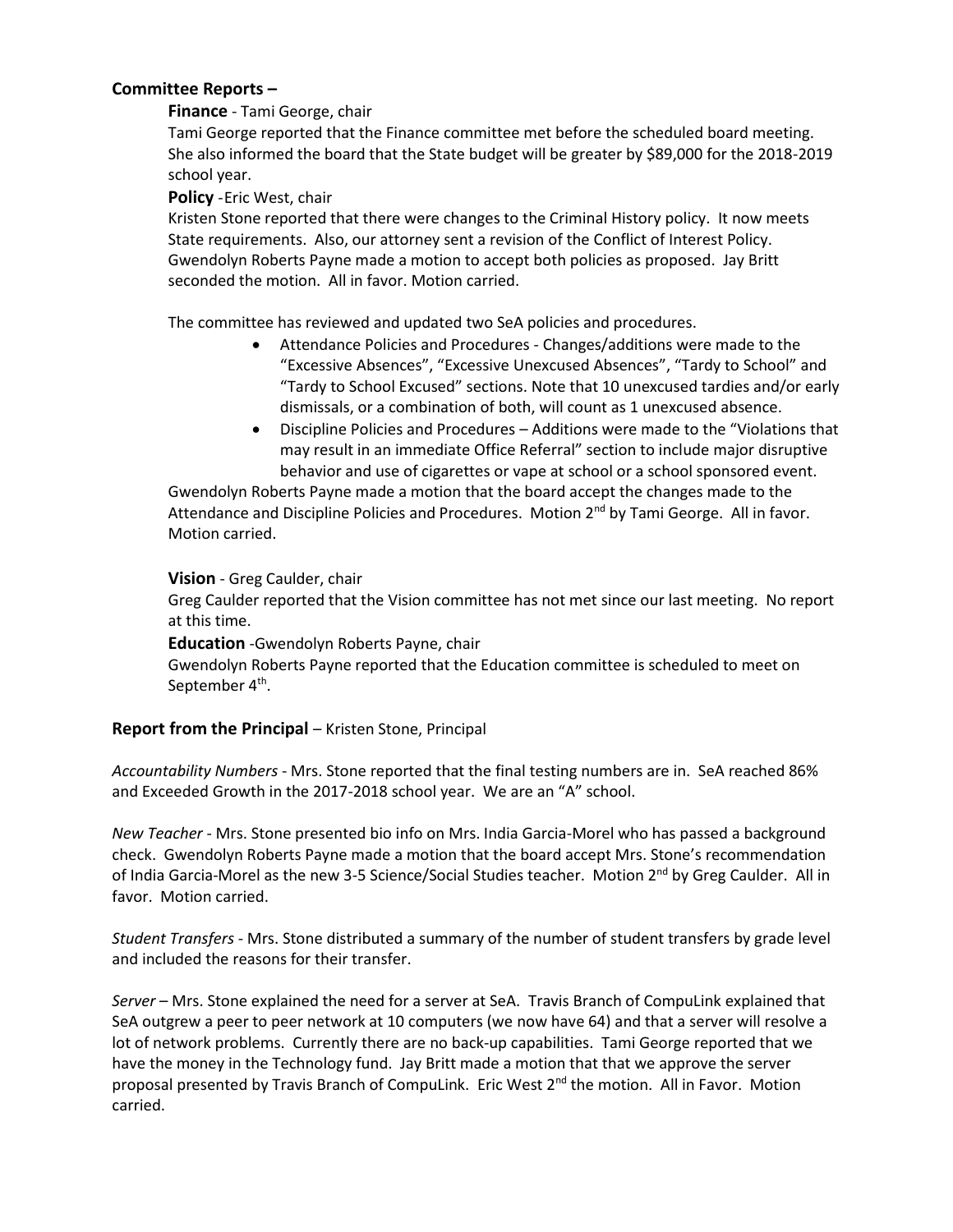## Committee Reports –

**Finance** - Tami George, chair

Tami George reported that the Finance committee met before the scheduled board meeting. She also informed the board that the State budget will be greater by $89,000 for the 2018-2019 school year.

**Policy** -Eric West, chair

Kristen Stone reported that there were changes to the Criminal History policy. It now meets State requirements. Also, our attorney sent a revision of the Conflict of Interest Policy. Gwendolyn Roberts Payne made a motion to accept both policies as proposed. Jay Britt seconded the motion. All in favor. Motion carried.

The committee has reviewed and updated two SeA policies and procedures.

- Attendance Policies and Procedures - Changes/additions were made to the "Excessive Absences", "Excessive Unexcused Absences", "Tardy to School" and "Tardy to School Excused" sections. Note that 10 unexcused tardies and/or early dismissals, or a combination of both, will count as 1 unexcused absence.
- Discipline Policies and Procedures – Additions were made to the "Violations that may result in an immediate Office Referral" section to include major disruptive behavior and use of cigarettes or vape at school or a school sponsored event.

Gwendolyn Roberts Payne made a motion that the board accept the changes made to the Attendance and Discipline Policies and Procedures. Motion 2nd by Tami George. All in favor. Motion carried.

**Vision** - Greg Caulder, chair

Greg Caulder reported that the Vision committee has not met since our last meeting. No report at this time.

**Education** -Gwendolyn Roberts Payne, chair

Gwendolyn Roberts Payne reported that the Education committee is scheduled to meet on September 4th.

## Report from the Principal – Kristen Stone, Principal

*Accountability Numbers* - Mrs. Stone reported that the final testing numbers are in. SeA reached 86% and Exceeded Growth in the 2017-2018 school year. We are an "A" school.

*New Teacher* - Mrs. Stone presented bio info on Mrs. India Garcia-Morel who has passed a background check. Gwendolyn Roberts Payne made a motion that the board accept Mrs. Stone's recommendation of India Garcia-Morel as the new 3-5 Science/Social Studies teacher. Motion 2nd by Greg Caulder. All in favor. Motion carried.

*Student Transfers* - Mrs. Stone distributed a summary of the number of student transfers by grade level and included the reasons for their transfer.

*Server* – Mrs. Stone explained the need for a server at SeA. Travis Branch of CompuLink explained that SeA outgrew a peer to peer network at 10 computers (we now have 64) and that a server will resolve a lot of network problems. Currently there are no back-up capabilities. Tami George reported that we have the money in the Technology fund. Jay Britt made a motion that that we approve the server proposal presented by Travis Branch of CompuLink. Eric West 2nd the motion. All in Favor. Motion carried.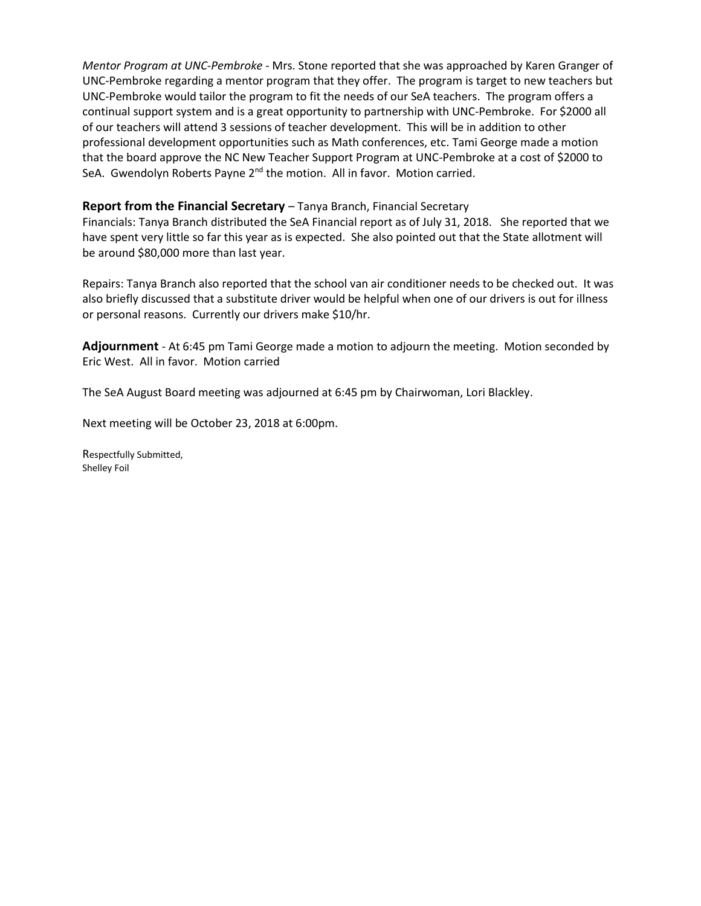*Mentor Program at UNC-Pembroke* - Mrs. Stone reported that she was approached by Karen Granger of UNC-Pembroke regarding a mentor program that they offer. The program is target to new teachers but UNC-Pembroke would tailor the program to fit the needs of our SeA teachers. The program offers a continual support system and is a great opportunity to partnership with UNC-Pembroke. For $2000 all of our teachers will attend 3 sessions of teacher development. This will be in addition to other professional development opportunities such as Math conferences, etc. Tami George made a motion that the board approve the NC New Teacher Support Program at UNC-Pembroke at a cost of $2000 to SeA. Gwendolyn Roberts Payne 2nd the motion. All in favor. Motion carried.

**Report from the Financial Secretary** – Tanya Branch, Financial Secretary
Financials: Tanya Branch distributed the SeA Financial report as of July 31, 2018. She reported that we have spent very little so far this year as is expected. She also pointed out that the State allotment will be around $80,000 more than last year.

Repairs: Tanya Branch also reported that the school van air conditioner needs to be checked out. It was also briefly discussed that a substitute driver would be helpful when one of our drivers is out for illness or personal reasons. Currently our drivers make $10/hr.

**Adjournment** - At 6:45 pm Tami George made a motion to adjourn the meeting. Motion seconded by Eric West. All in favor. Motion carried

The SeA August Board meeting was adjourned at 6:45 pm by Chairwoman, Lori Blackley.

Next meeting will be October 23, 2018 at 6:00pm.

Respectfully Submitted,
Shelley Foil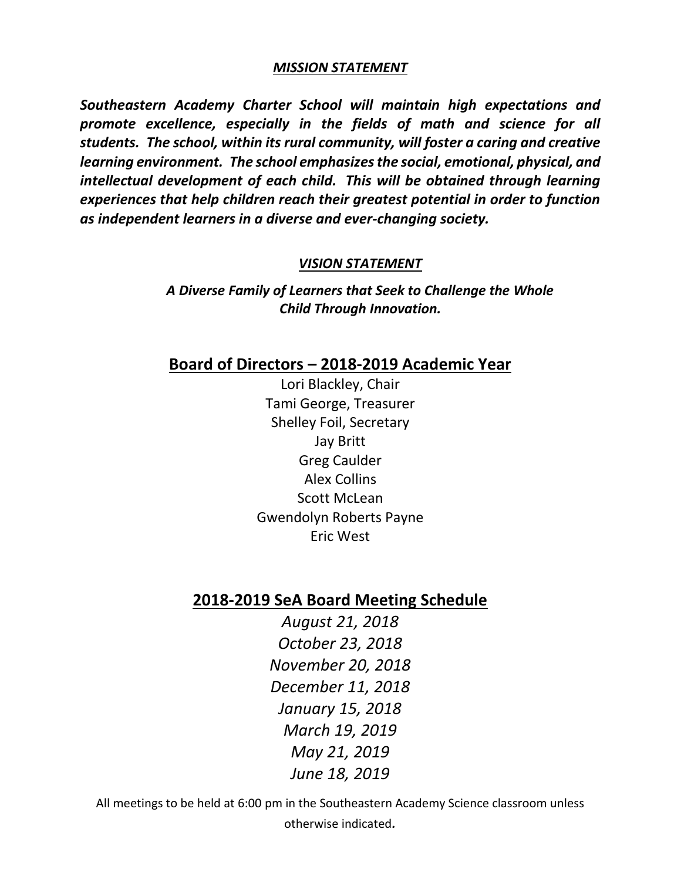***MISSION STATEMENT***

***Southeastern Academy Charter School will maintain high expectations and promote excellence, especially in the fields of math and science for all students. The school, within its rural community, will foster a caring and creative learning environment. The school emphasizes the social, emotional, physical, and intellectual development of each child. This will be obtained through learning experiences that help children reach their greatest potential in order to function as independent learners in a diverse and ever-changing society.***

***VISION STATEMENT***

***A Diverse Family of Learners that Seek to Challenge the Whole Child Through Innovation.***

## Board of Directors – 2018-2019 Academic Year

Lori Blackley, Chair
Tami George, Treasurer
Shelley Foil, Secretary
Jay Britt
Greg Caulder
Alex Collins
Scott McLean
Gwendolyn Roberts Payne
Eric West

## 2018-2019 SeA Board Meeting Schedule

*August 21, 2018*
*October 23, 2018*
*November 20, 2018*
*December 11, 2018*
*January 15, 2018*
*March 19, 2019*
*May 21, 2019*
*June 18, 2019*

All meetings to be held at 6:00 pm in the Southeastern Academy Science classroom unless otherwise indicated.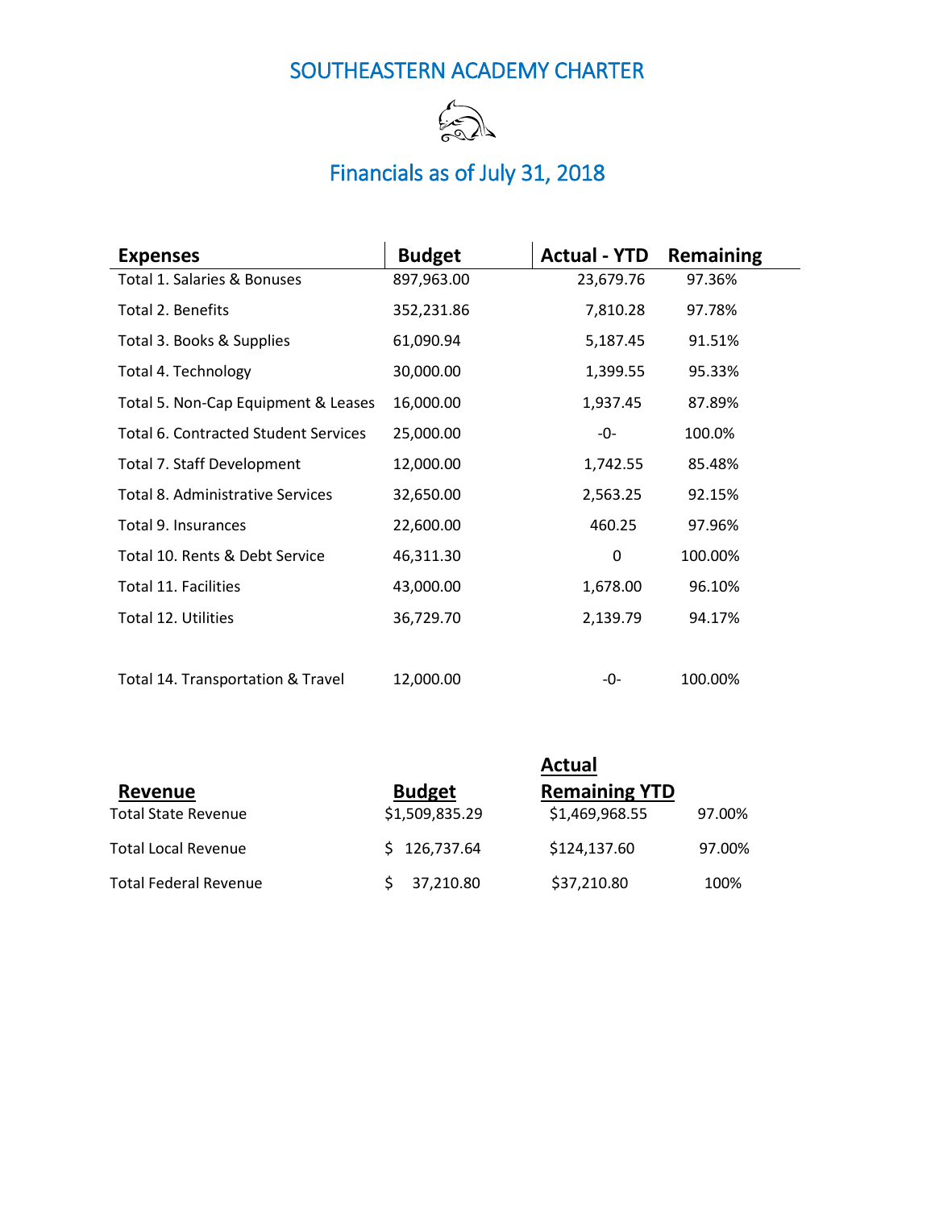# SOUTHEASTERN ACADEMY CHARTER

## Financials as of July 31, 2018

| Expenses | Budget | Actual - YTD | Remaining |
|---|---|---|---|
| Total 1. Salaries & Bonuses | 897,963.00 | 23,679.76 | 97.36% |
| Total 2. Benefits | 352,231.86 | 7,810.28 | 97.78% |
| Total 3. Books & Supplies | 61,090.94 | 5,187.45 | 91.51% |
| Total 4. Technology | 30,000.00 | 1,399.55 | 95.33% |
| Total 5. Non-Cap Equipment & Leases | 16,000.00 | 1,937.45 | 87.89% |
| Total 6. Contracted Student Services | 25,000.00 | -0- | 100.0% |
| Total 7. Staff Development | 12,000.00 | 1,742.55 | 85.48% |
| Total 8. Administrative Services | 32,650.00 | 2,563.25 | 92.15% |
| Total 9. Insurances | 22,600.00 | 460.25 | 97.96% |
| Total 10. Rents & Debt Service | 46,311.30 | 0 | 100.00% |
| Total 11. Facilities | 43,000.00 | 1,678.00 | 96.10% |
| Total 12. Utilities | 36,729.70 | 2,139.79 | 94.17% |
| Total 14. Transportation & Travel | 12,000.00 | -0- | 100.00% |

| Revenue | Budget | Actual Remaining YTD | |
|---|---|---|---|
| Total State Revenue | $1,509,835.29 | $1,469,968.55 | 97.00% |
| Total Local Revenue | $ 126,737.64 | $124,137.60 | 97.00% |
| Total Federal Revenue | $ 37,210.80 | $37,210.80 | 100% |